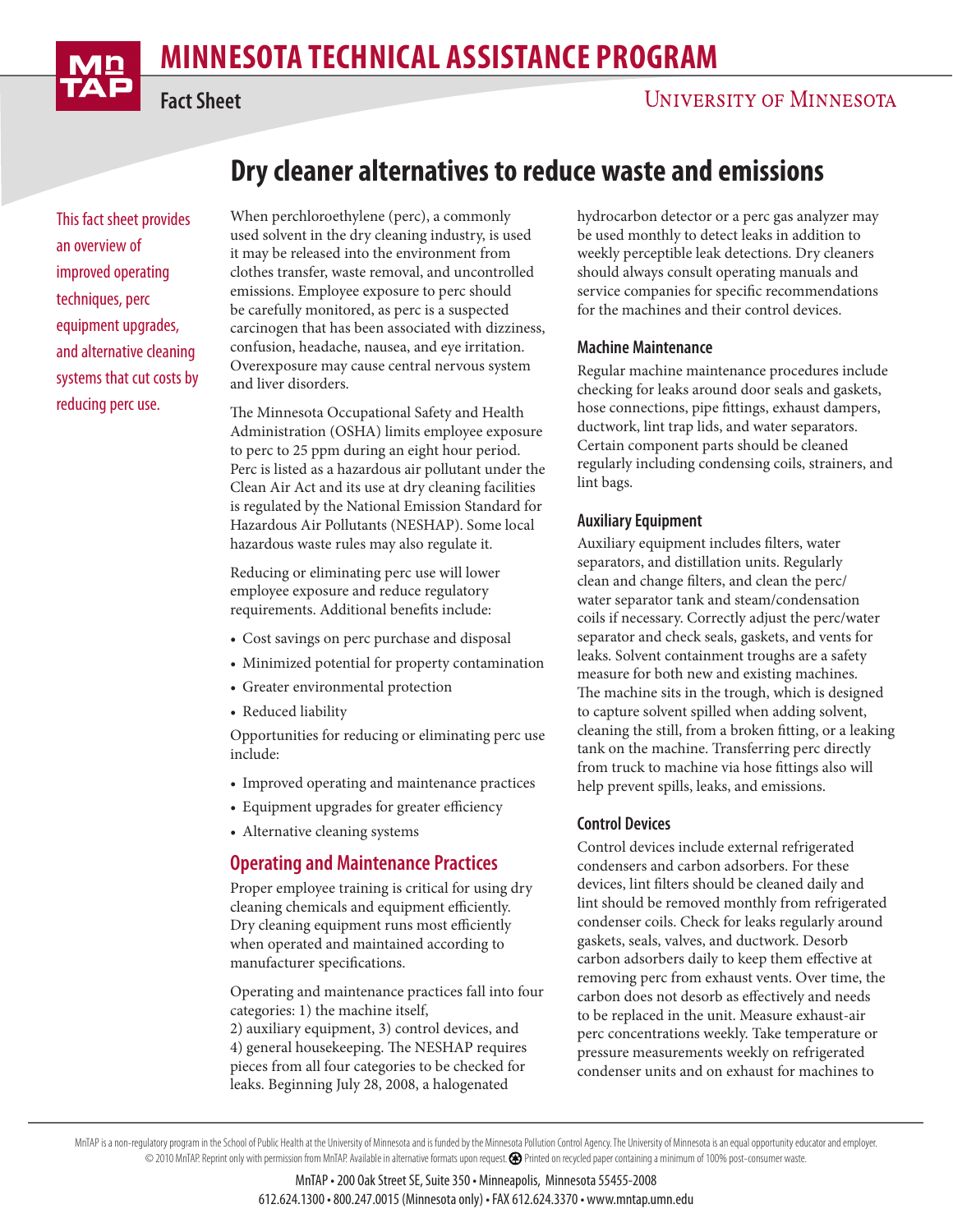# MINNESOTA TECHNICAL ASSISTANCE PROGRAM

**Fact Sheet**

University of Minnesota

## Dry cleaner alternatives to reduce waste and emissions

*This fact sheet provides an overview of improved operating techniques, perc equipment upgrades, and alternative cleaning systems that cut costs by reducing perc use.*

When perchloroethylene (perc), a commonly used solvent in the dry cleaning industry, is used it may be released into the environment from clothes transfer, waste removal, and uncontrolled emissions. Employee exposure to perc should be carefully monitored, as perc is a suspected carcinogen that has been associated with dizziness, confusion, headache, nausea, and eye irritation. Overexposure may cause central nervous system and liver disorders.

The Minnesota Occupational Safety and Health Administration (OSHA) limits employee exposure to perc to 25 ppm during an eight hour period. Perc is listed as a hazardous air pollutant under the Clean Air Act and its use at dry cleaning facilities is regulated by the National Emission Standard for Hazardous Air Pollutants (NESHAP). Some local hazardous waste rules may also regulate it.

Reducing or eliminating perc use will lower employee exposure and reduce regulatory requirements. Additional benefits include:

- Cost savings on perc purchase and disposal
- Minimized potential for property contamination
- Greater environmental protection
- Reduced liability

Opportunities for reducing or eliminating perc use include:

- Improved operating and maintenance practices
- Equipment upgrades for greater efficiency
- Alternative cleaning systems

## Operating and Maintenance Practices

Proper employee training is critical for using dry cleaning chemicals and equipment efficiently. Dry cleaning equipment runs most efficiently when operated and maintained according to manufacturer specifications.

Operating and maintenance practices fall into four categories: 1) the machine itself, 2) auxiliary equipment, 3) control devices, and 4) general housekeeping. The NESHAP requires pieces from all four categories to be checked for leaks. Beginning July 28, 2008, a halogenated hydrocarbon detector or a perc gas analyzer may be used monthly to detect leaks in addition to weekly perceptible leak detections. Dry cleaners should always consult operating manuals and service companies for specific recommendations for the machines and their control devices.

### Machine Maintenance

Regular machine maintenance procedures include checking for leaks around door seals and gaskets, hose connections, pipe fittings, exhaust dampers, ductwork, lint trap lids, and water separators. Certain component parts should be cleaned regularly including condensing coils, strainers, and lint bags.

### Auxiliary Equipment

Auxiliary equipment includes filters, water separators, and distillation units. Regularly clean and change filters, and clean the perc/water separator tank and steam/condensation coils if necessary. Correctly adjust the perc/water separator and check seals, gaskets, and vents for leaks. Solvent containment troughs are a safety measure for both new and existing machines. The machine sits in the trough, which is designed to capture solvent spilled when adding solvent, cleaning the still, from a broken fitting, or a leaking tank on the machine. Transferring perc directly from truck to machine via hose fittings also will help prevent spills, leaks, and emissions.

### Control Devices

Control devices include external refrigerated condensers and carbon adsorbers. For these devices, lint filters should be cleaned daily and lint should be removed monthly from refrigerated condenser coils. Check for leaks regularly around gaskets, seals, valves, and ductwork. Desorb carbon adsorbers daily to keep them effective at removing perc from exhaust vents. Over time, the carbon does not desorb as effectively and needs to be replaced in the unit. Measure exhaust-air perc concentrations weekly. Take temperature or pressure measurements weekly on refrigerated condenser units and on exhaust for machines to

MnTAP is a non-regulatory program in the School of Public Health at the University of Minnesota and is funded by the Minnesota Pollution Control Agency. The University of Minnesota is an equal opportunity educator and employer. © 2010 MnTAP. Reprint only with permission from MnTAP. Available in alternative formats upon request. Printed on recycled paper containing a minimum of 100% post-consumer waste.

MnTAP • 200 Oak Street SE, Suite 350 • Minneapolis, Minnesota 55455-2008
612.624.1300 • 800.247.0015 (Minnesota only) • FAX 612.624.3370 • www.mntap.umn.edu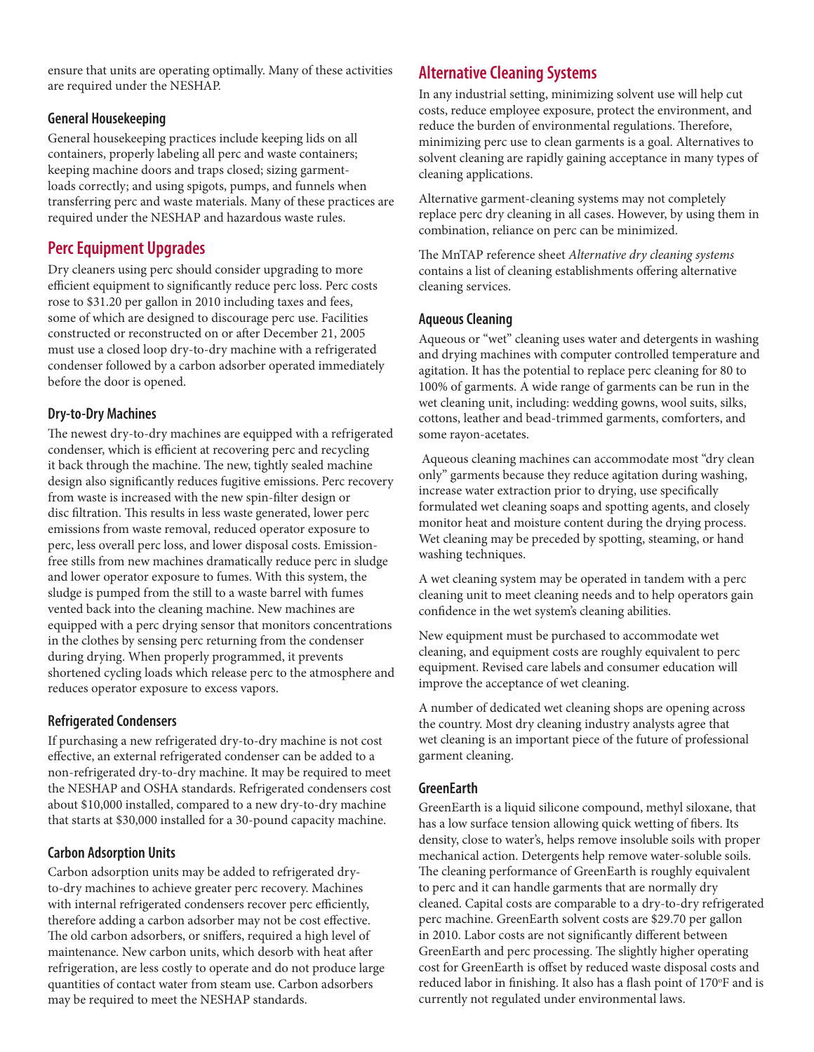ensure that units are operating optimally. Many of these activities are required under the NESHAP.

### General Housekeeping

General housekeeping practices include keeping lids on all containers, properly labeling all perc and waste containers; keeping machine doors and traps closed; sizing garment-loads correctly; and using spigots, pumps, and funnels when transferring perc and waste materials. Many of these practices are required under the NESHAP and hazardous waste rules.

## Perc Equipment Upgrades

Dry cleaners using perc should consider upgrading to more efficient equipment to significantly reduce perc loss. Perc costs rose to $31.20 per gallon in 2010 including taxes and fees, some of which are designed to discourage perc use. Facilities constructed or reconstructed on or after December 21, 2005 must use a closed loop dry-to-dry machine with a refrigerated condenser followed by a carbon adsorber operated immediately before the door is opened.

### Dry-to-Dry Machines

The newest dry-to-dry machines are equipped with a refrigerated condenser, which is efficient at recovering perc and recycling it back through the machine. The new, tightly sealed machine design also significantly reduces fugitive emissions. Perc recovery from waste is increased with the new spin-filter design or disc filtration. This results in less waste generated, lower perc emissions from waste removal, reduced operator exposure to perc, less overall perc loss, and lower disposal costs. Emission-free stills from new machines dramatically reduce perc in sludge and lower operator exposure to fumes. With this system, the sludge is pumped from the still to a waste barrel with fumes vented back into the cleaning machine. New machines are equipped with a perc drying sensor that monitors concentrations in the clothes by sensing perc returning from the condenser during drying. When properly programmed, it prevents shortened cycling loads which release perc to the atmosphere and reduces operator exposure to excess vapors.

### Refrigerated Condensers

If purchasing a new refrigerated dry-to-dry machine is not cost effective, an external refrigerated condenser can be added to a non-refrigerated dry-to-dry machine. It may be required to meet the NESHAP and OSHA standards. Refrigerated condensers cost about $10,000 installed, compared to a new dry-to-dry machine that starts at $30,000 installed for a 30-pound capacity machine.

### Carbon Adsorption Units

Carbon adsorption units may be added to refrigerated dry-to-dry machines to achieve greater perc recovery. Machines with internal refrigerated condensers recover perc efficiently, therefore adding a carbon adsorber may not be cost effective. The old carbon adsorbers, or sniffers, required a high level of maintenance. New carbon units, which desorb with heat after refrigeration, are less costly to operate and do not produce large quantities of contact water from steam use. Carbon adsorbers may be required to meet the NESHAP standards.

## Alternative Cleaning Systems

In any industrial setting, minimizing solvent use will help cut costs, reduce employee exposure, protect the environment, and reduce the burden of environmental regulations. Therefore, minimizing perc use to clean garments is a goal. Alternatives to solvent cleaning are rapidly gaining acceptance in many types of cleaning applications.

Alternative garment-cleaning systems may not completely replace perc dry cleaning in all cases. However, by using them in combination, reliance on perc can be minimized.

The MnTAP reference sheet *Alternative dry cleaning systems* contains a list of cleaning establishments offering alternative cleaning services.

### Aqueous Cleaning

Aqueous or "wet" cleaning uses water and detergents in washing and drying machines with computer controlled temperature and agitation. It has the potential to replace perc cleaning for 80 to 100% of garments. A wide range of garments can be run in the wet cleaning unit, including: wedding gowns, wool suits, silks, cottons, leather and bead-trimmed garments, comforters, and some rayon-acetates.

Aqueous cleaning machines can accommodate most "dry clean only" garments because they reduce agitation during washing, increase water extraction prior to drying, use specifically formulated wet cleaning soaps and spotting agents, and closely monitor heat and moisture content during the drying process. Wet cleaning may be preceded by spotting, steaming, or hand washing techniques.

A wet cleaning system may be operated in tandem with a perc cleaning unit to meet cleaning needs and to help operators gain confidence in the wet system's cleaning abilities.

New equipment must be purchased to accommodate wet cleaning, and equipment costs are roughly equivalent to perc equipment. Revised care labels and consumer education will improve the acceptance of wet cleaning.

A number of dedicated wet cleaning shops are opening across the country. Most dry cleaning industry analysts agree that wet cleaning is an important piece of the future of professional garment cleaning.

### GreenEarth

GreenEarth is a liquid silicone compound, methyl siloxane, that has a low surface tension allowing quick wetting of fibers. Its density, close to water's, helps remove insoluble soils with proper mechanical action. Detergents help remove water-soluble soils. The cleaning performance of GreenEarth is roughly equivalent to perc and it can handle garments that are normally dry cleaned. Capital costs are comparable to a dry-to-dry refrigerated perc machine. GreenEarth solvent costs are $29.70 per gallon in 2010. Labor costs are not significantly different between GreenEarth and perc processing. The slightly higher operating cost for GreenEarth is offset by reduced waste disposal costs and reduced labor in finishing. It also has a flash point of 170°F and is currently not regulated under environmental laws.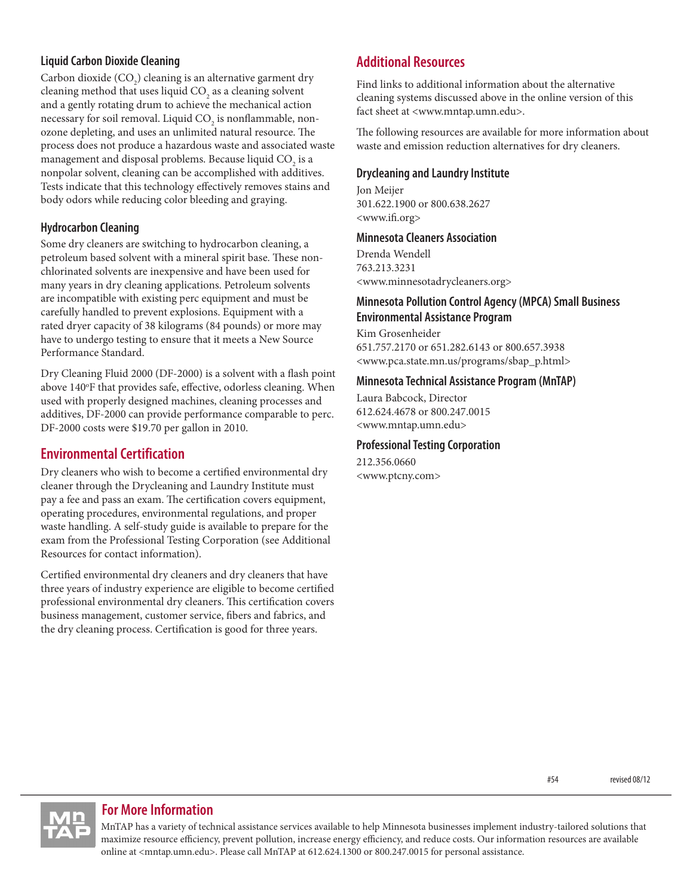### Liquid Carbon Dioxide Cleaning

Carbon dioxide ($CO_2$) cleaning is an alternative garment dry cleaning method that uses liquid $CO_2$ as a cleaning solvent and a gently rotating drum to achieve the mechanical action necessary for soil removal. Liquid $CO_2$ is nonflammable, non-ozone depleting, and uses an unlimited natural resource. The process does not produce a hazardous waste and associated waste management and disposal problems. Because liquid $CO_2$ is a nonpolar solvent, cleaning can be accomplished with additives. Tests indicate that this technology effectively removes stains and body odors while reducing color bleeding and graying.

### Hydrocarbon Cleaning

Some dry cleaners are switching to hydrocarbon cleaning, a petroleum based solvent with a mineral spirit base. These non-chlorinated solvents are inexpensive and have been used for many years in dry cleaning applications. Petroleum solvents are incompatible with existing perc equipment and must be carefully handled to prevent explosions. Equipment with a rated dryer capacity of 38 kilograms (84 pounds) or more may have to undergo testing to ensure that it meets a New Source Performance Standard.

Dry Cleaning Fluid 2000 (DF-2000) is a solvent with a flash point above 140°F that provides safe, effective, odorless cleaning. When used with properly designed machines, cleaning processes and additives, DF-2000 can provide performance comparable to perc. DF-2000 costs were $19.70 per gallon in 2010.

## Environmental Certification

Dry cleaners who wish to become a certified environmental dry cleaner through the Drycleaning and Laundry Institute must pay a fee and pass an exam. The certification covers equipment, operating procedures, environmental regulations, and proper waste handling. A self-study guide is available to prepare for the exam from the Professional Testing Corporation (see Additional Resources for contact information).

Certified environmental dry cleaners and dry cleaners that have three years of industry experience are eligible to become certified professional environmental dry cleaners. This certification covers business management, customer service, fibers and fabrics, and the dry cleaning process. Certification is good for three years.

## Additional Resources

Find links to additional information about the alternative cleaning systems discussed above in the online version of this fact sheet at <www.mntap.umn.edu>.

The following resources are available for more information about waste and emission reduction alternatives for dry cleaners.

### Drycleaning and Laundry Institute

Jon Meijer
301.622.1900 or 800.638.2627
<www.ifi.org>

### Minnesota Cleaners Association

Drenda Wendell
763.213.3231
<www.minnesotadrycleaners.org>

### Minnesota Pollution Control Agency (MPCA) Small Business Environmental Assistance Program

Kim Grosenheider
651.757.2170 or 651.282.6143 or 800.657.3938
<www.pca.state.mn.us/programs/sbap_p.html>

### Minnesota Technical Assistance Program (MnTAP)

Laura Babcock, Director
612.624.4678 or 800.247.0015
<www.mntap.umn.edu>

### Professional Testing Corporation

212.356.0660
<www.ptcny.com>

#54 revised 08/12

## For More Information

MnTAP has a variety of technical assistance services available to help Minnesota businesses implement industry-tailored solutions that maximize resource efficiency, prevent pollution, increase energy efficiency, and reduce costs. Our information resources are available online at <mntap.umn.edu>. Please call MnTAP at 612.624.1300 or 800.247.0015 for personal assistance.